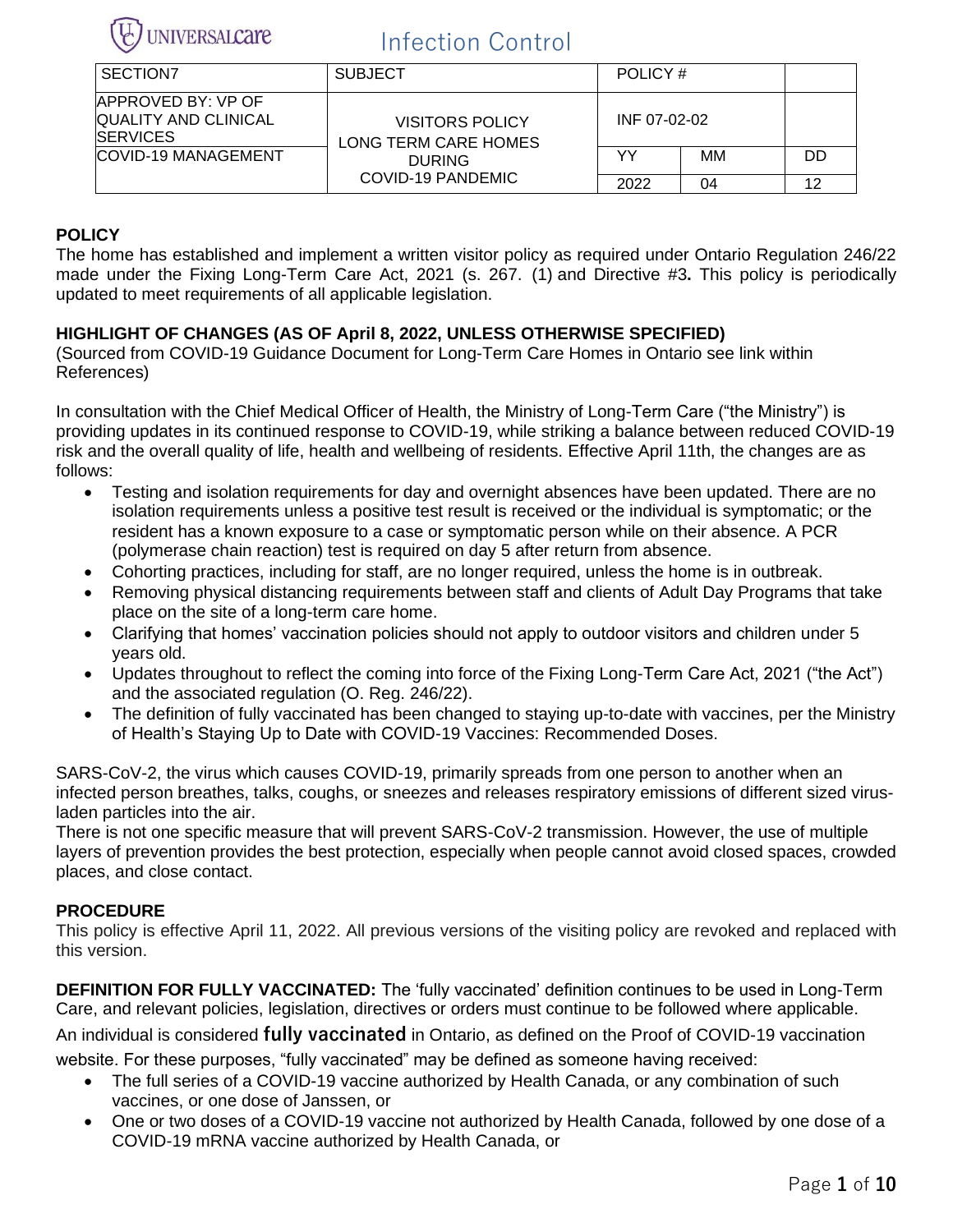UNIVERSALcare

# Infection Control

| SECTION7 | SUBJECT | POLICY # | | |
|---|---|---|---|---|
| APPROVED BY: VP OF QUALITY AND CLINICAL SERVICES | VISITORS POLICY LONG TERM CARE HOMES DURING COVID-19 PANDEMIC | INF 07-02-02 | | |
| COVID-19 MANAGEMENT | | YY | MM | DD |
| | | 2022 | 04 | 12 |

## POLICY

The home has established and implement a written visitor policy as required under Ontario Regulation 246/22 made under the Fixing Long-Term Care Act, 2021 (s. 267. (1) and Directive #3**.** This policy is periodically updated to meet requirements of all applicable legislation.

## HIGHLIGHT OF CHANGES (AS OF April 8, 2022, UNLESS OTHERWISE SPECIFIED)

(Sourced from COVID-19 Guidance Document for Long-Term Care Homes in Ontario see link within References)

In consultation with the Chief Medical Officer of Health, the Ministry of Long-Term Care ("the Ministry") is providing updates in its continued response to COVID-19, while striking a balance between reduced COVID-19 risk and the overall quality of life, health and wellbeing of residents. Effective April 11th, the changes are as follows:

- Testing and isolation requirements for day and overnight absences have been updated. There are no isolation requirements unless a positive test result is received or the individual is symptomatic; or the resident has a known exposure to a case or symptomatic person while on their absence. A PCR (polymerase chain reaction) test is required on day 5 after return from absence.
- Cohorting practices, including for staff, are no longer required, unless the home is in outbreak.
- Removing physical distancing requirements between staff and clients of Adult Day Programs that take place on the site of a long-term care home.
- Clarifying that homes' vaccination policies should not apply to outdoor visitors and children under 5 years old.
- Updates throughout to reflect the coming into force of the Fixing Long-Term Care Act, 2021 ("the Act") and the associated regulation (O. Reg. 246/22).
- The definition of fully vaccinated has been changed to staying up-to-date with vaccines, per the Ministry of Health's Staying Up to Date with COVID-19 Vaccines: Recommended Doses.

SARS-CoV-2, the virus which causes COVID-19, primarily spreads from one person to another when an infected person breathes, talks, coughs, or sneezes and releases respiratory emissions of different sized virus-laden particles into the air.

There is not one specific measure that will prevent SARS-CoV-2 transmission. However, the use of multiple layers of prevention provides the best protection, especially when people cannot avoid closed spaces, crowded places, and close contact.

## PROCEDURE

This policy is effective April 11, 2022. All previous versions of the visiting policy are revoked and replaced with this version.

**DEFINITION FOR FULLY VACCINATED:** The 'fully vaccinated' definition continues to be used in Long-Term Care, and relevant policies, legislation, directives or orders must continue to be followed where applicable.

An individual is considered **fully vaccinated** in Ontario, as defined on the Proof of COVID-19 vaccination website. For these purposes, "fully vaccinated" may be defined as someone having received:

- The full series of a COVID-19 vaccine authorized by Health Canada, or any combination of such vaccines, or one dose of Janssen, or
- One or two doses of a COVID-19 vaccine not authorized by Health Canada, followed by one dose of a COVID-19 mRNA vaccine authorized by Health Canada, or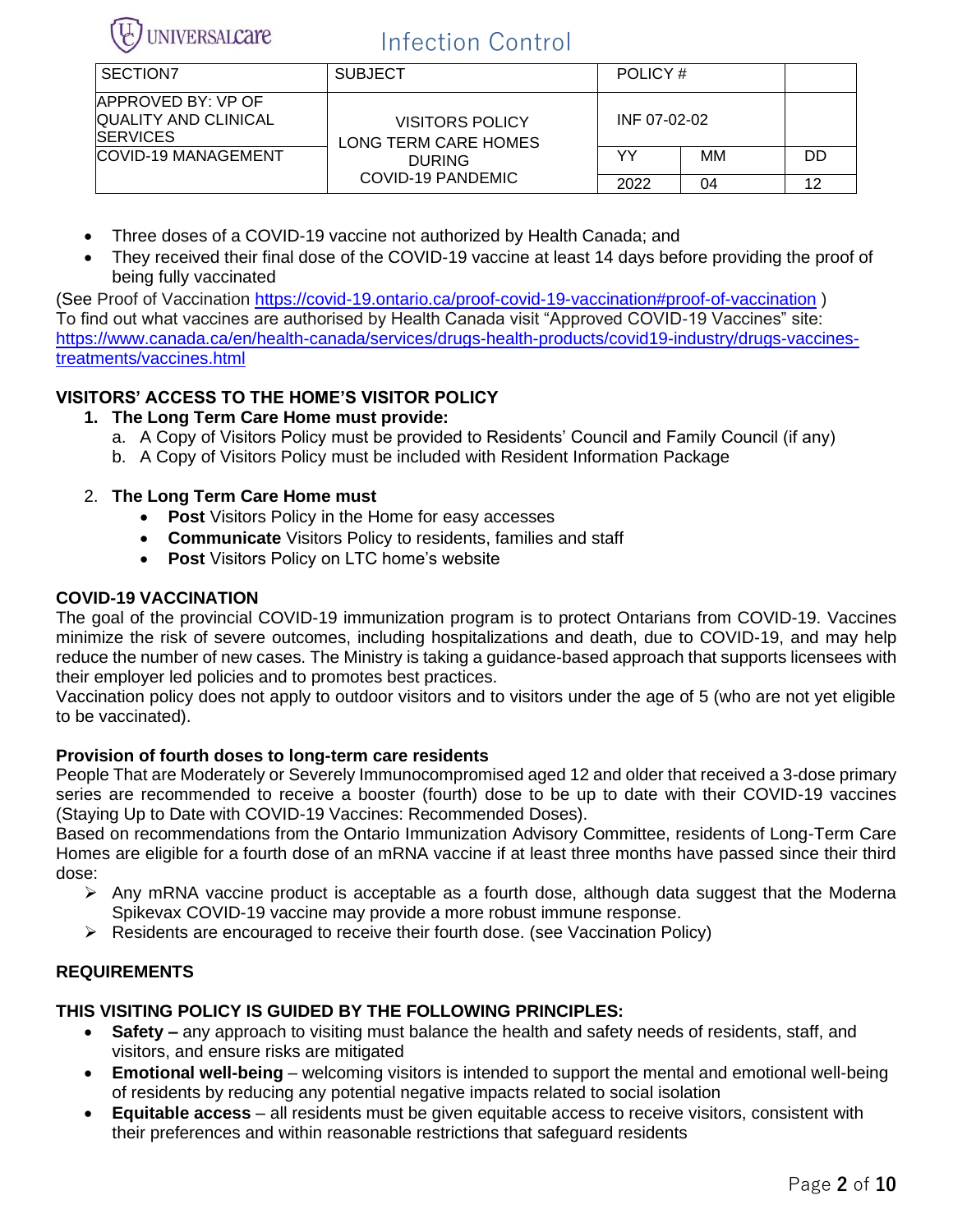| SECTION7 | SUBJECT | POLICY # | | |
|---|---|---|---|---|
| APPROVED BY: VP OF QUALITY AND CLINICAL SERVICES | VISITORS POLICY LONG TERM CARE HOMES DURING COVID-19 PANDEMIC | INF 07-02-02 | | |
| COVID-19 MANAGEMENT | | YY | MM | DD |
| | | 2022 | 04 | 12 |

- Three doses of a COVID-19 vaccine not authorized by Health Canada; and
- They received their final dose of the COVID-19 vaccine at least 14 days before providing the proof of being fully vaccinated

(See Proof of Vaccination https://covid-19.ontario.ca/proof-covid-19-vaccination#proof-of-vaccination )
To find out what vaccines are authorised by Health Canada visit "Approved COVID-19 Vaccines" site: https://www.canada.ca/en/health-canada/services/drugs-health-products/covid19-industry/drugs-vaccines-treatments/vaccines.html

**VISITORS' ACCESS TO THE HOME'S VISITOR POLICY**

1. **The Long Term Care Home must provide:**
   a. A Copy of Visitors Policy must be provided to Residents' Council and Family Council (if any)
   b. A Copy of Visitors Policy must be included with Resident Information Package

2. **The Long Term Care Home must**
   - **Post** Visitors Policy in the Home for easy accesses
   - **Communicate** Visitors Policy to residents, families and staff
   - **Post** Visitors Policy on LTC home's website

**COVID-19 VACCINATION**

The goal of the provincial COVID-19 immunization program is to protect Ontarians from COVID-19. Vaccines minimize the risk of severe outcomes, including hospitalizations and death, due to COVID-19, and may help reduce the number of new cases. The Ministry is taking a guidance-based approach that supports licensees with their employer led policies and to promotes best practices.
Vaccination policy does not apply to outdoor visitors and to visitors under the age of 5 (who are not yet eligible to be vaccinated).

**Provision of fourth doses to long-term care residents**

People That are Moderately or Severely Immunocompromised aged 12 and older that received a 3-dose primary series are recommended to receive a booster (fourth) dose to be up to date with their COVID-19 vaccines (Staying Up to Date with COVID-19 Vaccines: Recommended Doses).
Based on recommendations from the Ontario Immunization Advisory Committee, residents of Long-Term Care Homes are eligible for a fourth dose of an mRNA vaccine if at least three months have passed since their third dose:

- Any mRNA vaccine product is acceptable as a fourth dose, although data suggest that the Moderna Spikevax COVID-19 vaccine may provide a more robust immune response.
- Residents are encouraged to receive their fourth dose. (see Vaccination Policy)

**REQUIREMENTS**

**THIS VISITING POLICY IS GUIDED BY THE FOLLOWING PRINCIPLES:**

- **Safety –** any approach to visiting must balance the health and safety needs of residents, staff, and visitors, and ensure risks are mitigated
- **Emotional well-being** – welcoming visitors is intended to support the mental and emotional well-being of residents by reducing any potential negative impacts related to social isolation
- **Equitable access** – all residents must be given equitable access to receive visitors, consistent with their preferences and within reasonable restrictions that safeguard residents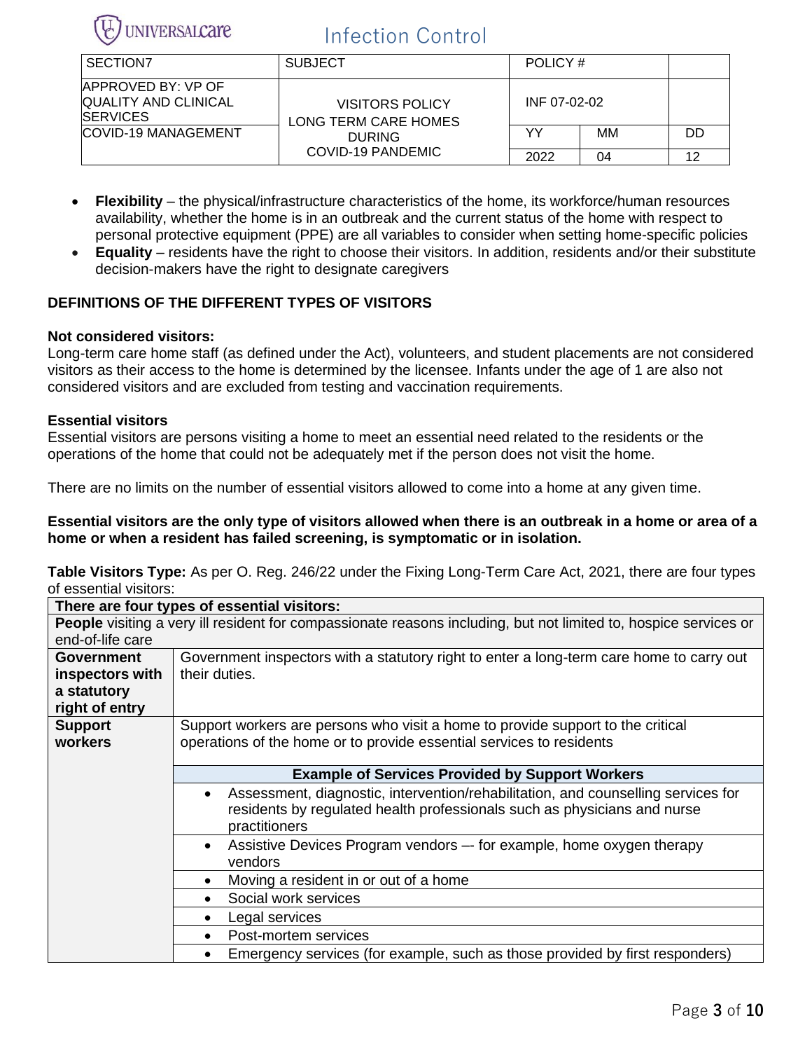- **Flexibility** – the physical/infrastructure characteristics of the home, its workforce/human resources availability, whether the home is in an outbreak and the current status of the home with respect to personal protective equipment (PPE) are all variables to consider when setting home-specific policies
- **Equality** – residents have the right to choose their visitors. In addition, residents and/or their substitute decision-makers have the right to designate caregivers

## DEFINITIONS OF THE DIFFERENT TYPES OF VISITORS

**Not considered visitors:**
Long-term care home staff (as defined under the Act), volunteers, and student placements are not considered visitors as their access to the home is determined by the licensee. Infants under the age of 1 are also not considered visitors and are excluded from testing and vaccination requirements.

**Essential visitors**
Essential visitors are persons visiting a home to meet an essential need related to the residents or the operations of the home that could not be adequately met if the person does not visit the home.

There are no limits on the number of essential visitors allowed to come into a home at any given time.

**Essential visitors are the only type of visitors allowed when there is an outbreak in a home or area of a home or when a resident has failed screening, is symptomatic or in isolation.**

**Table Visitors Type:** As per O. Reg. 246/22 under the Fixing Long-Term Care Act, 2021, there are four types of essential visitors:

| There are four types of essential visitors: | |
|---|---|
| **People** visiting a very ill resident for compassionate reasons including, but not limited to, hospice services or end-of-life care | |
| **Government inspectors with a statutory right of entry** | Government inspectors with a statutory right to enter a long-term care home to carry out their duties. |
| **Support workers** | Support workers are persons who visit a home to provide support to the critical operations of the home or to provide essential services to residents |
| | **Example of Services Provided by Support Workers** |
| | • Assessment, diagnostic, intervention/rehabilitation, and counselling services for residents by regulated health professionals such as physicians and nurse practitioners |
| | • Assistive Devices Program vendors –- for example, home oxygen therapy vendors |
| | • Moving a resident in or out of a home |
| | • Social work services |
| | • Legal services |
| | • Post-mortem services |
| | • Emergency services (for example, such as those provided by first responders) |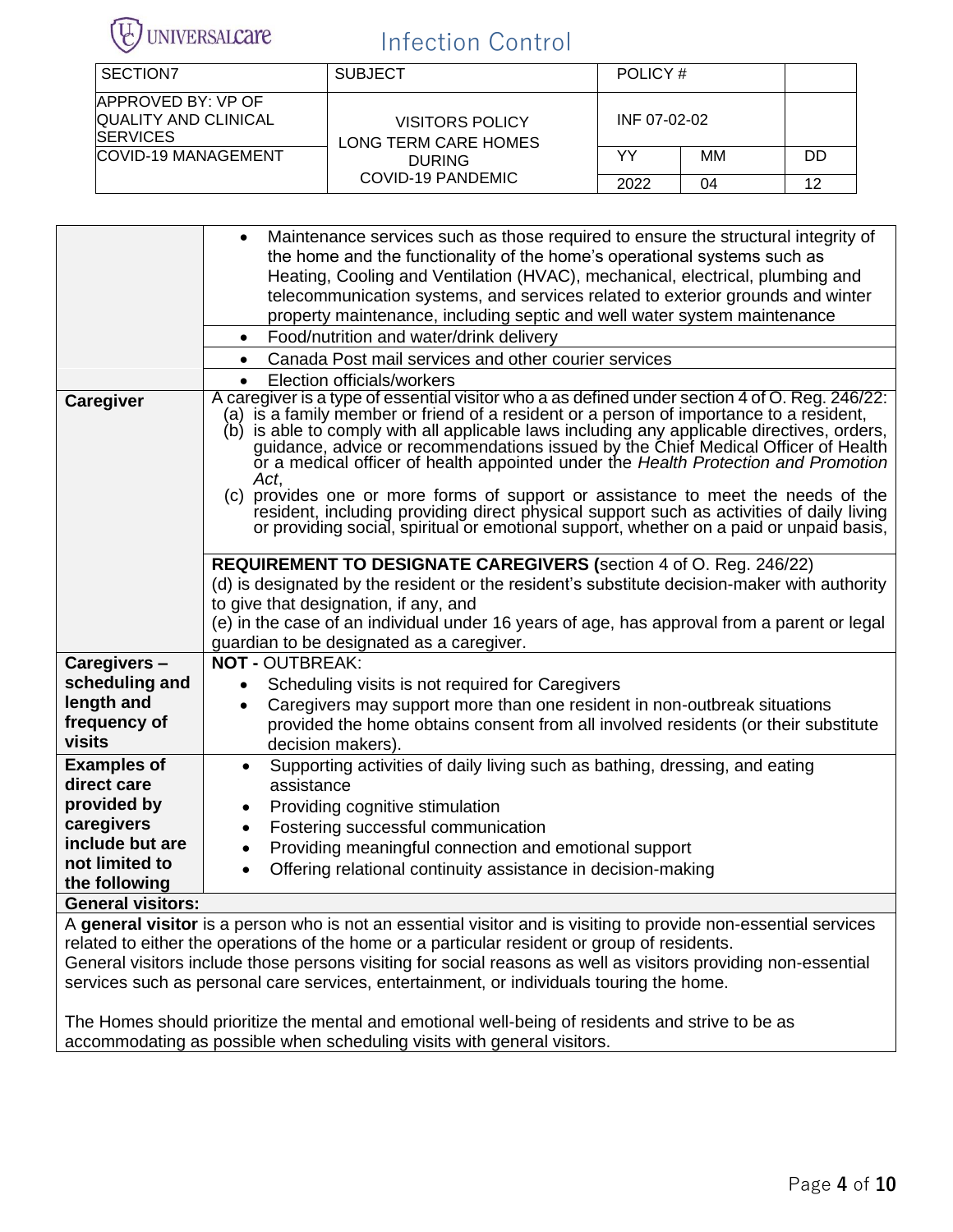| SECTION7 | SUBJECT | POLICY # | | |
|---|---|---|---|---|
| APPROVED BY: VP OF QUALITY AND CLINICAL SERVICES | VISITORS POLICY LONG TERM CARE HOMES DURING COVID-19 PANDEMIC | INF 07-02-02 | | |
| COVID-19 MANAGEMENT | | YY | MM | DD |
| | | 2022 | 04 | 12 |

| | |
|---|---|
| | • Maintenance services such as those required to ensure the structural integrity of the home and the functionality of the home's operational systems such as Heating, Cooling and Ventilation (HVAC), mechanical, electrical, plumbing and telecommunication systems, and services related to exterior grounds and winter property maintenance, including septic and well water system maintenance |
| | • Food/nutrition and water/drink delivery |
| | • Canada Post mail services and other courier services |
| | • Election officials/workers |
| **Caregiver** | A caregiver is a type of essential visitor who a as defined under section 4 of O. Reg. 246/22:<br>(a) is a family member or friend of a resident or a person of importance to a resident,<br>(b) is able to comply with all applicable laws including any applicable directives, orders, guidance, advice or recommendations issued by the Chief Medical Officer of Health or a medical officer of health appointed under the *Health Protection and Promotion Act*,<br>(c) provides one or more forms of support or assistance to meet the needs of the resident, including providing direct physical support such as activities of daily living or providing social, spiritual or emotional support, whether on a paid or unpaid basis, |
| | **REQUIREMENT TO DESIGNATE CAREGIVERS (**section 4 of O. Reg. 246/22)<br>(d) is designated by the resident or the resident's substitute decision-maker with authority to give that designation, if any, and<br>(e) in the case of an individual under 16 years of age, has approval from a parent or legal guardian to be designated as a caregiver. |
| **Caregivers – scheduling and length and frequency of visits** | **NOT -** OUTBREAK:<br>• Scheduling visits is not required for Caregivers<br>• Caregivers may support more than one resident in non-outbreak situations provided the home obtains consent from all involved residents (or their substitute decision makers). |
| **Examples of direct care provided by caregivers include but are not limited to the following** | • Supporting activities of daily living such as bathing, dressing, and eating assistance<br>• Providing cognitive stimulation<br>• Fostering successful communication<br>• Providing meaningful connection and emotional support<br>• Offering relational continuity assistance in decision-making |

**General visitors:**

A **general visitor** is a person who is not an essential visitor and is visiting to provide non-essential services related to either the operations of the home or a particular resident or group of residents.
General visitors include those persons visiting for social reasons as well as visitors providing non-essential services such as personal care services, entertainment, or individuals touring the home.

The Homes should prioritize the mental and emotional well-being of residents and strive to be as accommodating as possible when scheduling visits with general visitors.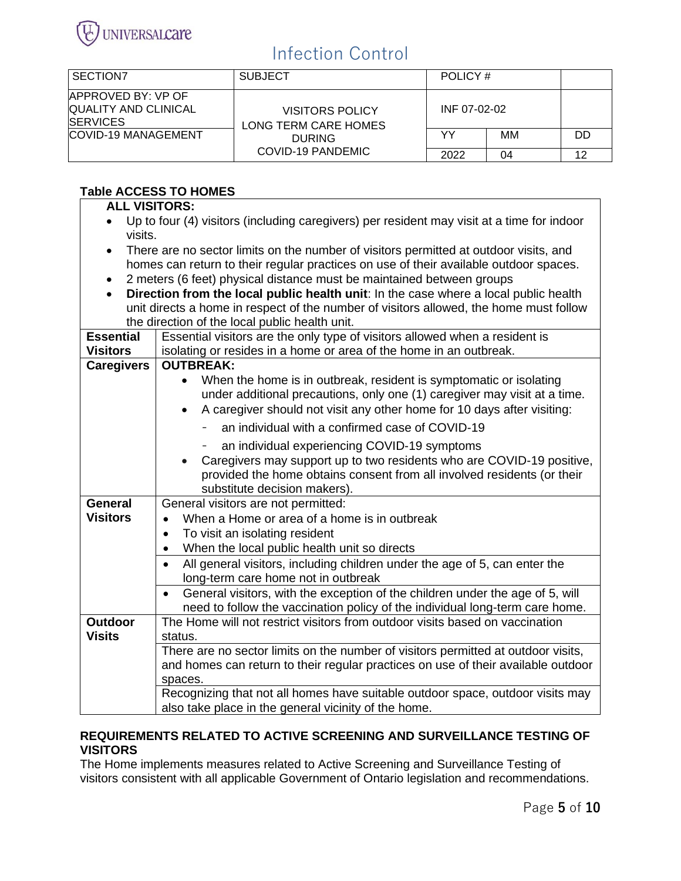| SECTION7 | SUBJECT | POLICY # | | |
|---|---|---|---|---|
| APPROVED BY: VP OF QUALITY AND CLINICAL SERVICES | VISITORS POLICY LONG TERM CARE HOMES DURING COVID-19 PANDEMIC | INF 07-02-02 | | |
| COVID-19 MANAGEMENT | | YY | MM | DD |
| | | 2022 | 04 | 12 |

**Table ACCESS TO HOMES**

| **ALL VISITORS:** | |
|---|---|
| | • Up to four (4) visitors (including caregivers) per resident may visit at a time for indoor visits.<br>• There are no sector limits on the number of visitors permitted at outdoor visits, and homes can return to their regular practices on use of their available outdoor spaces.<br>• 2 meters (6 feet) physical distance must be maintained between groups<br>• **Direction from the local public health unit**: In the case where a local public health unit directs a home in respect of the number of visitors allowed, the home must follow the direction of the local public health unit. |
| **Essential Visitors** | Essential visitors are the only type of visitors allowed when a resident is isolating or resides in a home or area of the home in an outbreak. |
| **Caregivers** | **OUTBREAK:**<br>• When the home is in outbreak, resident is symptomatic or isolating under additional precautions, only one (1) caregiver may visit at a time.<br>• A caregiver should not visit any other home for 10 days after visiting:<br>  - an individual with a confirmed case of COVID-19<br>  - an individual experiencing COVID-19 symptoms<br>• Caregivers may support up to two residents who are COVID-19 positive, provided the home obtains consent from all involved residents (or their substitute decision makers). |
| **General Visitors** | General visitors are not permitted:<br>• When a Home or area of a home is in outbreak<br>• To visit an isolating resident<br>• When the local public health unit so directs |
| | • All general visitors, including children under the age of 5, can enter the long-term care home not in outbreak |
| | • General visitors, with the exception of the children under the age of 5, will need to follow the vaccination policy of the individual long-term care home. |
| **Outdoor Visits** | The Home will not restrict visitors from outdoor visits based on vaccination status. |
| | There are no sector limits on the number of visitors permitted at outdoor visits, and homes can return to their regular practices on use of their available outdoor spaces. |
| | Recognizing that not all homes have suitable outdoor space, outdoor visits may also take place in the general vicinity of the home. |

**REQUIREMENTS RELATED TO ACTIVE SCREENING AND SURVEILLANCE TESTING OF VISITORS**

The Home implements measures related to Active Screening and Surveillance Testing of visitors consistent with all applicable Government of Ontario legislation and recommendations.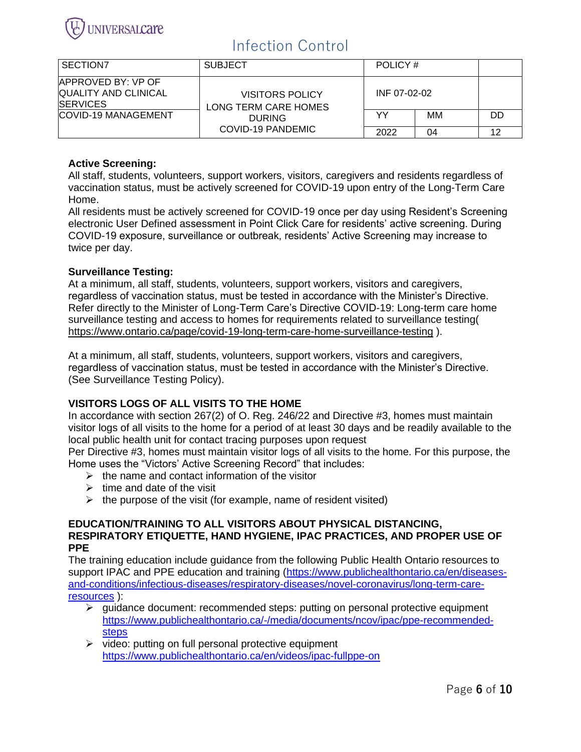| SECTION7 | SUBJECT | POLICY # | | |
|---|---|---|---|---|
| APPROVED BY: VP OF QUALITY AND CLINICAL SERVICES | VISITORS POLICY LONG TERM CARE HOMES DURING COVID-19 PANDEMIC | INF 07-02-02 | | |
| COVID-19 MANAGEMENT | | YY | MM | DD |
| | | 2022 | 04 | 12 |

**Active Screening:**
All staff, students, volunteers, support workers, visitors, caregivers and residents regardless of vaccination status, must be actively screened for COVID-19 upon entry of the Long-Term Care Home.
All residents must be actively screened for COVID-19 once per day using Resident's Screening electronic User Defined assessment in Point Click Care for residents' active screening. During COVID-19 exposure, surveillance or outbreak, residents' Active Screening may increase to twice per day.

**Surveillance Testing:**
At a minimum, all staff, students, volunteers, support workers, visitors and caregivers, regardless of vaccination status, must be tested in accordance with the Minister's Directive. Refer directly to the Minister of Long-Term Care's Directive COVID-19: Long-term care home surveillance testing and access to homes for requirements related to surveillance testing( https://www.ontario.ca/page/covid-19-long-term-care-home-surveillance-testing ).

At a minimum, all staff, students, volunteers, support workers, visitors and caregivers, regardless of vaccination status, must be tested in accordance with the Minister's Directive. (See Surveillance Testing Policy).

**VISITORS LOGS OF ALL VISITS TO THE HOME**
In accordance with section 267(2) of O. Reg. 246/22 and Directive #3, homes must maintain visitor logs of all visits to the home for a period of at least 30 days and be readily available to the local public health unit for contact tracing purposes upon request
Per Directive #3, homes must maintain visitor logs of all visits to the home. For this purpose, the Home uses the "Victors' Active Screening Record" that includes:

- the name and contact information of the visitor
- time and date of the visit
- the purpose of the visit (for example, name of resident visited)

**EDUCATION/TRAINING TO ALL VISITORS ABOUT PHYSICAL DISTANCING, RESPIRATORY ETIQUETTE, HAND HYGIENE, IPAC PRACTICES, AND PROPER USE OF PPE**
The training education include guidance from the following Public Health Ontario resources to support IPAC and PPE education and training (https://www.publichealthontario.ca/en/diseases-and-conditions/infectious-diseases/respiratory-diseases/novel-coronavirus/long-term-care-resources ):

- guidance document: recommended steps: putting on personal protective equipment https://www.publichealthontario.ca/-/media/documents/ncov/ipac/ppe-recommended-steps
- video: putting on full personal protective equipment https://www.publichealthontario.ca/en/videos/ipac-fullppe-on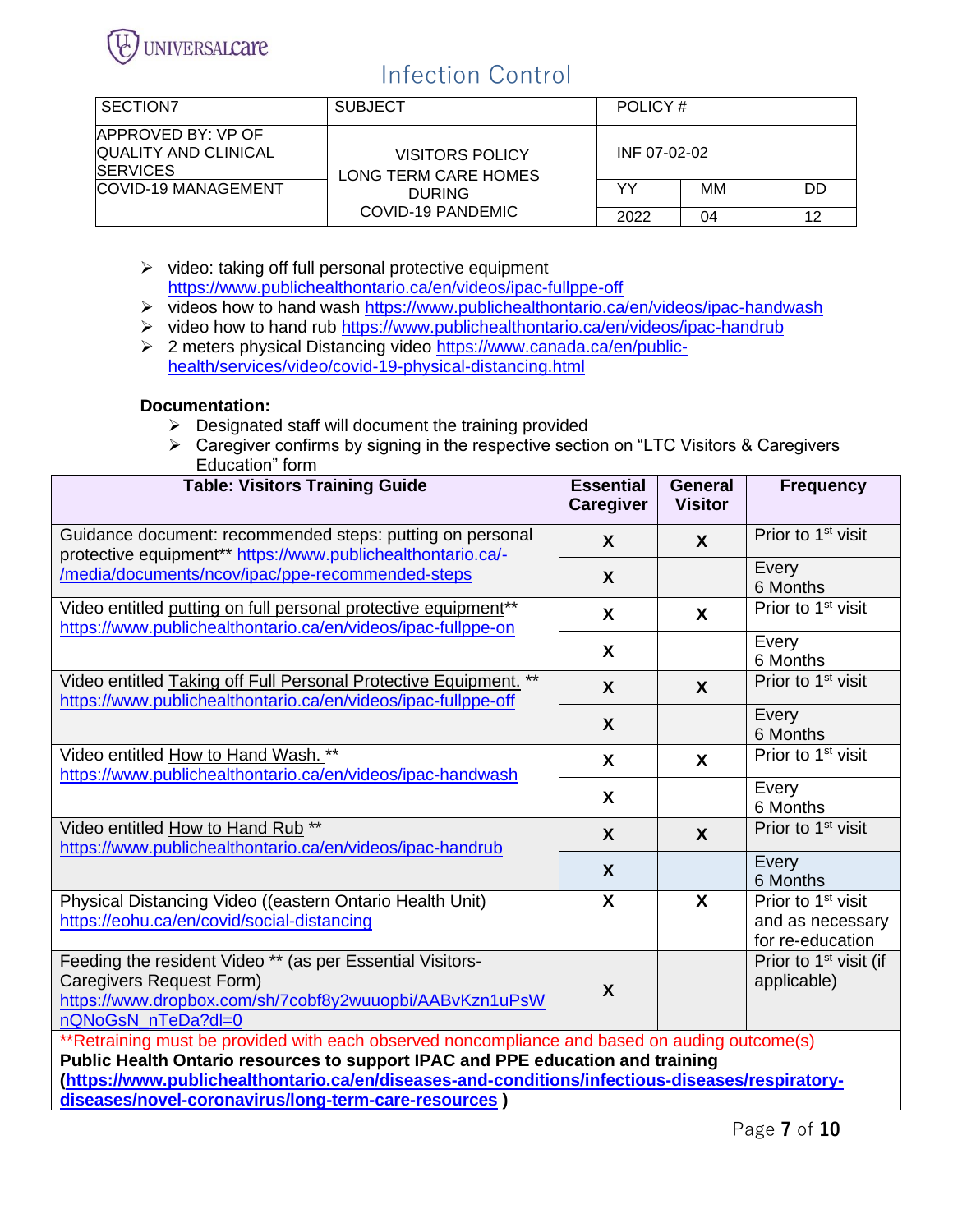| SECTION7 | SUBJECT | POLICY # | | |
|---|---|---|---|---|
| APPROVED BY: VP OF QUALITY AND CLINICAL SERVICES | VISITORS POLICY LONG TERM CARE HOMES DURING COVID-19 PANDEMIC | INF 07-02-02 | | |
| COVID-19 MANAGEMENT | | YY | MM | DD |
| | | 2022 | 04 | 12 |

- video: taking off full personal protective equipment https://www.publichealthontario.ca/en/videos/ipac-fullppe-off
- videos how to hand wash https://www.publichealthontario.ca/en/videos/ipac-handwash
- video how to hand rub https://www.publichealthontario.ca/en/videos/ipac-handrub
- 2 meters physical Distancing video https://www.canada.ca/en/public-health/services/video/covid-19-physical-distancing.html

**Documentation:**

- Designated staff will document the training provided
- Caregiver confirms by signing in the respective section on "LTC Visitors & Caregivers Education" form

| Table: Visitors Training Guide | Essential Caregiver | General Visitor | Frequency |
|---|---|---|---|
| Guidance document: recommended steps: putting on personal protective equipment** https://www.publichealthontario.ca/-/media/documents/ncov/ipac/ppe-recommended-steps | X | X | Prior to 1st visit |
| | X | | Every 6 Months |
| Video entitled putting on full personal protective equipment** https://www.publichealthontario.ca/en/videos/ipac-fullppe-on | X | X | Prior to 1st visit |
| | X | | Every 6 Months |
| Video entitled Taking off Full Personal Protective Equipment. ** https://www.publichealthontario.ca/en/videos/ipac-fullppe-off | X | X | Prior to 1st visit |
| | X | | Every 6 Months |
| Video entitled How to Hand Wash. ** https://www.publichealthontario.ca/en/videos/ipac-handwash | X | X | Prior to 1st visit |
| | X | | Every 6 Months |
| Video entitled How to Hand Rub ** https://www.publichealthontario.ca/en/videos/ipac-handrub | X | X | Prior to 1st visit |
| | X | | Every 6 Months |
| Physical Distancing Video ((eastern Ontario Health Unit) https://eohu.ca/en/covid/social-distancing | X | X | Prior to 1st visit and as necessary for re-education |
| Feeding the resident Video ** (as per Essential Visitors-Caregivers Request Form) https://www.dropbox.com/sh/7cobf8y2wuuopbi/AABvKzn1uPsWnQNoGsN_nTeDa?dl=0 | X | | Prior to 1st visit (if applicable) |

**Retraining must be provided with each observed noncompliance and based on auding outcome(s)

**Public Health Ontario resources to support IPAC and PPE education and training (https://www.publichealthontario.ca/en/diseases-and-conditions/infectious-diseases/respiratory-diseases/novel-coronavirus/long-term-care-resources )**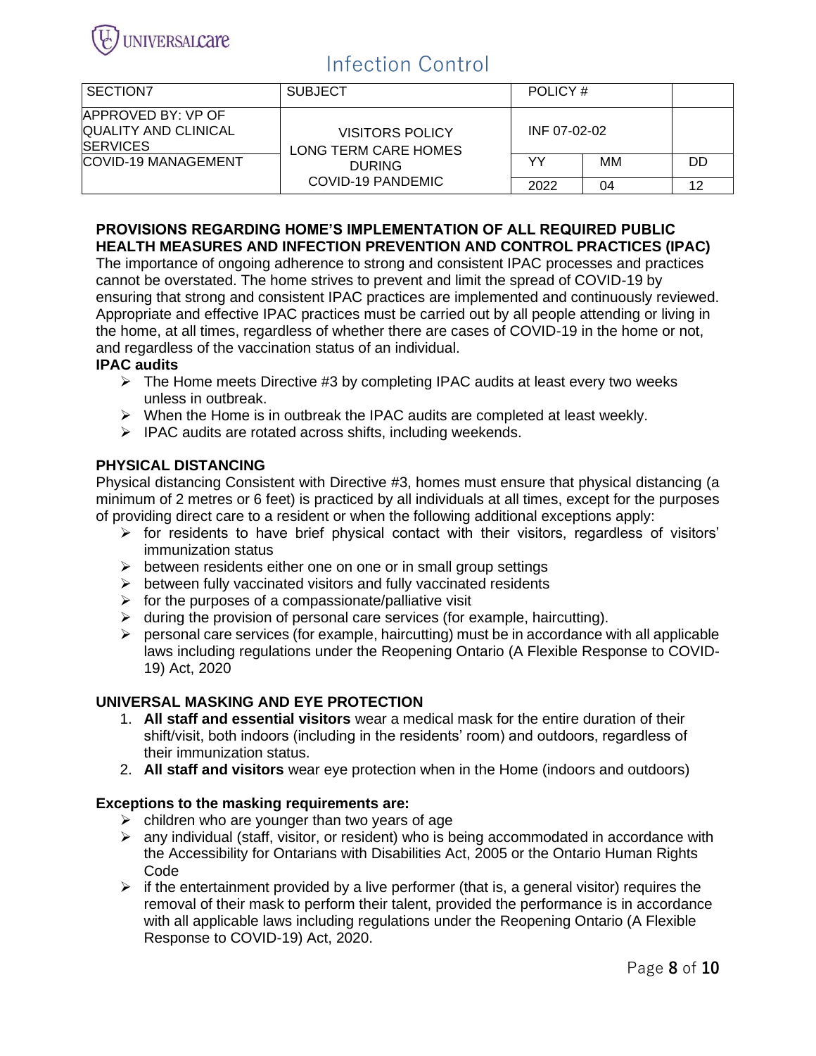# Infection Control

| SECTION7 | SUBJECT | POLICY # | | |
|---|---|---|---|---|
| APPROVED BY: VP OF QUALITY AND CLINICAL SERVICES | VISITORS POLICY LONG TERM CARE HOMES DURING COVID-19 PANDEMIC | INF 07-02-02 | | |
| COVID-19 MANAGEMENT | | YY | MM | DD |
| | | 2022 | 04 | 12 |

**PROVISIONS REGARDING HOME'S IMPLEMENTATION OF ALL REQUIRED PUBLIC HEALTH MEASURES AND INFECTION PREVENTION AND CONTROL PRACTICES (IPAC)**

The importance of ongoing adherence to strong and consistent IPAC processes and practices cannot be overstated. The home strives to prevent and limit the spread of COVID-19 by ensuring that strong and consistent IPAC practices are implemented and continuously reviewed. Appropriate and effective IPAC practices must be carried out by all people attending or living in the home, at all times, regardless of whether there are cases of COVID-19 in the home or not, and regardless of the vaccination status of an individual.

**IPAC audits**

- The Home meets Directive #3 by completing IPAC audits at least every two weeks unless in outbreak.
- When the Home is in outbreak the IPAC audits are completed at least weekly.
- IPAC audits are rotated across shifts, including weekends.

**PHYSICAL DISTANCING**

Physical distancing Consistent with Directive #3, homes must ensure that physical distancing (a minimum of 2 metres or 6 feet) is practiced by all individuals at all times, except for the purposes of providing direct care to a resident or when the following additional exceptions apply:

- for residents to have brief physical contact with their visitors, regardless of visitors' immunization status
- between residents either one on one or in small group settings
- between fully vaccinated visitors and fully vaccinated residents
- for the purposes of a compassionate/palliative visit
- during the provision of personal care services (for example, haircutting).
- personal care services (for example, haircutting) must be in accordance with all applicable laws including regulations under the Reopening Ontario (A Flexible Response to COVID-19) Act, 2020

**UNIVERSAL MASKING AND EYE PROTECTION**

1. **All staff and essential visitors** wear a medical mask for the entire duration of their shift/visit, both indoors (including in the residents' room) and outdoors, regardless of their immunization status.
2. **All staff and visitors** wear eye protection when in the Home (indoors and outdoors)

**Exceptions to the masking requirements are:**

- children who are younger than two years of age
- any individual (staff, visitor, or resident) who is being accommodated in accordance with the Accessibility for Ontarians with Disabilities Act, 2005 or the Ontario Human Rights Code
- if the entertainment provided by a live performer (that is, a general visitor) requires the removal of their mask to perform their talent, provided the performance is in accordance with all applicable laws including regulations under the Reopening Ontario (A Flexible Response to COVID-19) Act, 2020.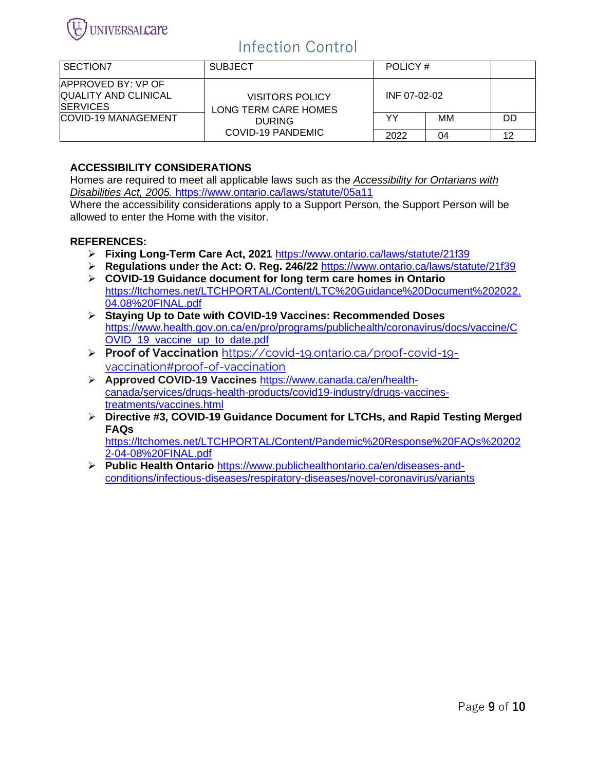| SECTION7 | SUBJECT | POLICY # | | |
|---|---|---|---|---|
| APPROVED BY: VP OF QUALITY AND CLINICAL SERVICES | VISITORS POLICY LONG TERM CARE HOMES DURING COVID-19 PANDEMIC | INF 07-02-02 | | |
| COVID-19 MANAGEMENT | | YY | MM | DD |
| | | 2022 | 04 | 12 |

**ACCESSIBILITY CONSIDERATIONS**

Homes are required to meet all applicable laws such as the *Accessibility for Ontarians with Disabilities Act, 2005.* https://www.ontario.ca/laws/statute/05a11

Where the accessibility considerations apply to a Support Person, the Support Person will be allowed to enter the Home with the visitor.

**REFERENCES:**

- **Fixing Long-Term Care Act, 2021** https://www.ontario.ca/laws/statute/21f39
- **Regulations under the Act: O. Reg. 246/22** https://www.ontario.ca/laws/statute/21f39
- **COVID-19 Guidance document for long term care homes in Ontario** https://ltchomes.net/LTCHPORTAL/Content/LTC%20Guidance%20Document%202022.04.08%20FINAL.pdf
- **Staying Up to Date with COVID-19 Vaccines: Recommended Doses** https://www.health.gov.on.ca/en/pro/programs/publichealth/coronavirus/docs/vaccine/COVID_19_vaccine_up_to_date.pdf
- **Proof of Vaccination** https://covid-19.ontario.ca/proof-covid-19-vaccination#proof-of-vaccination
- **Approved COVID-19 Vaccines** https://www.canada.ca/en/health-canada/services/drugs-health-products/covid19-industry/drugs-vaccines-treatments/vaccines.html
- **Directive #3, COVID-19 Guidance Document for LTCHs, and Rapid Testing Merged FAQs** https://ltchomes.net/LTCHPORTAL/Content/Pandemic%20Response%20FAQs%202022-04-08%20FINAL.pdf
- **Public Health Ontario** https://www.publichealthontario.ca/en/diseases-and-conditions/infectious-diseases/respiratory-diseases/novel-coronavirus/variants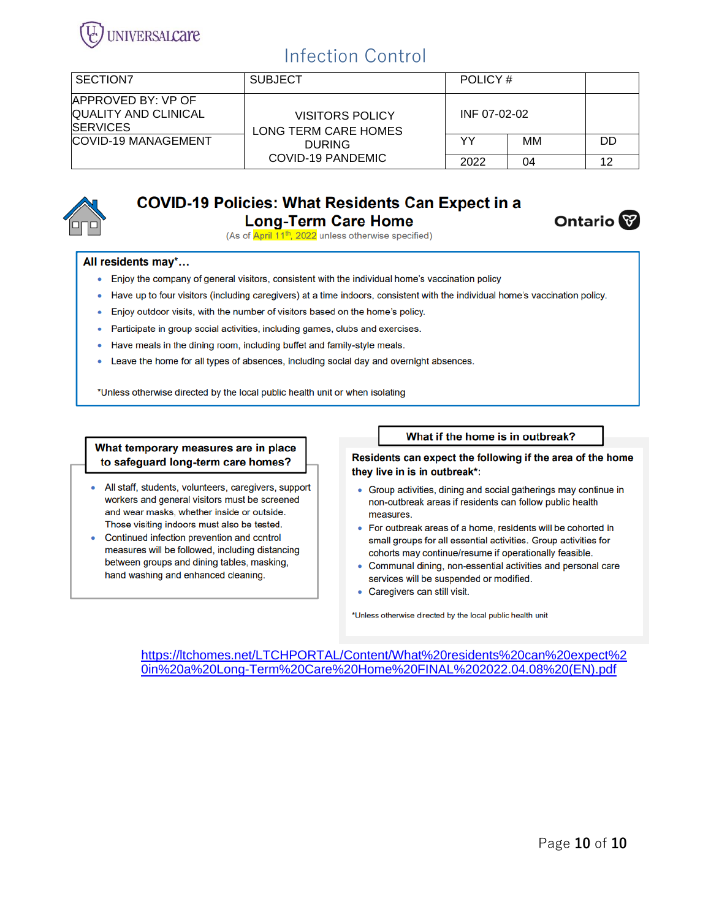UNIVERSALcare

Infection Control

| SECTION7 | SUBJECT | POLICY # | | |
|---|---|---|---|---|
| APPROVED BY: VP OF QUALITY AND CLINICAL SERVICES | VISITORS POLICY LONG TERM CARE HOMES DURING COVID-19 PANDEMIC | INF 07-02-02 | | |
| COVID-19 MANAGEMENT | | YY | MM | DD |
| | | 2022 | 04 | 12 |

# COVID-19 Policies: What Residents Can Expect in a Long-Term Care Home

Ontario

(As of April 11th, 2022 unless otherwise specified)

**All residents may*…**

- Enjoy the company of general visitors, consistent with the individual home's vaccination policy
- Have up to four visitors (including caregivers) at a time indoors, consistent with the individual home's vaccination policy.
- Enjoy outdoor visits, with the number of visitors based on the home's policy.
- Participate in group social activities, including games, clubs and exercises.
- Have meals in the dining room, including buffet and family-style meals.
- Leave the home for all types of absences, including social day and overnight absences.

*Unless otherwise directed by the local public health unit or when isolating

**What temporary measures are in place to safeguard long-term care homes?**

- All staff, students, volunteers, caregivers, support workers and general visitors must be screened and wear masks, whether inside or outside. Those visiting indoors must also be tested.
- Continued infection prevention and control measures will be followed, including distancing between groups and dining tables, masking, hand washing and enhanced cleaning.

**What if the home is in outbreak?**

**Residents can expect the following if the area of the home they live in is in outbreak*:**

- Group activities, dining and social gatherings may continue in non-outbreak areas if residents can follow public health measures.
- For outbreak areas of a home, residents will be cohorted in small groups for all essential activities. Group activities for cohorts may continue/resume if operationally feasible.
- Communal dining, non-essential activities and personal care services will be suspended or modified.
- Caregivers can still visit.

*Unless otherwise directed by the local public health unit

https://ltchomes.net/LTCHPORTAL/Content/What%20residents%20can%20expect%20in%20a%20Long-Term%20Care%20Home%20FINAL%202022.04.08%20(EN).pdf